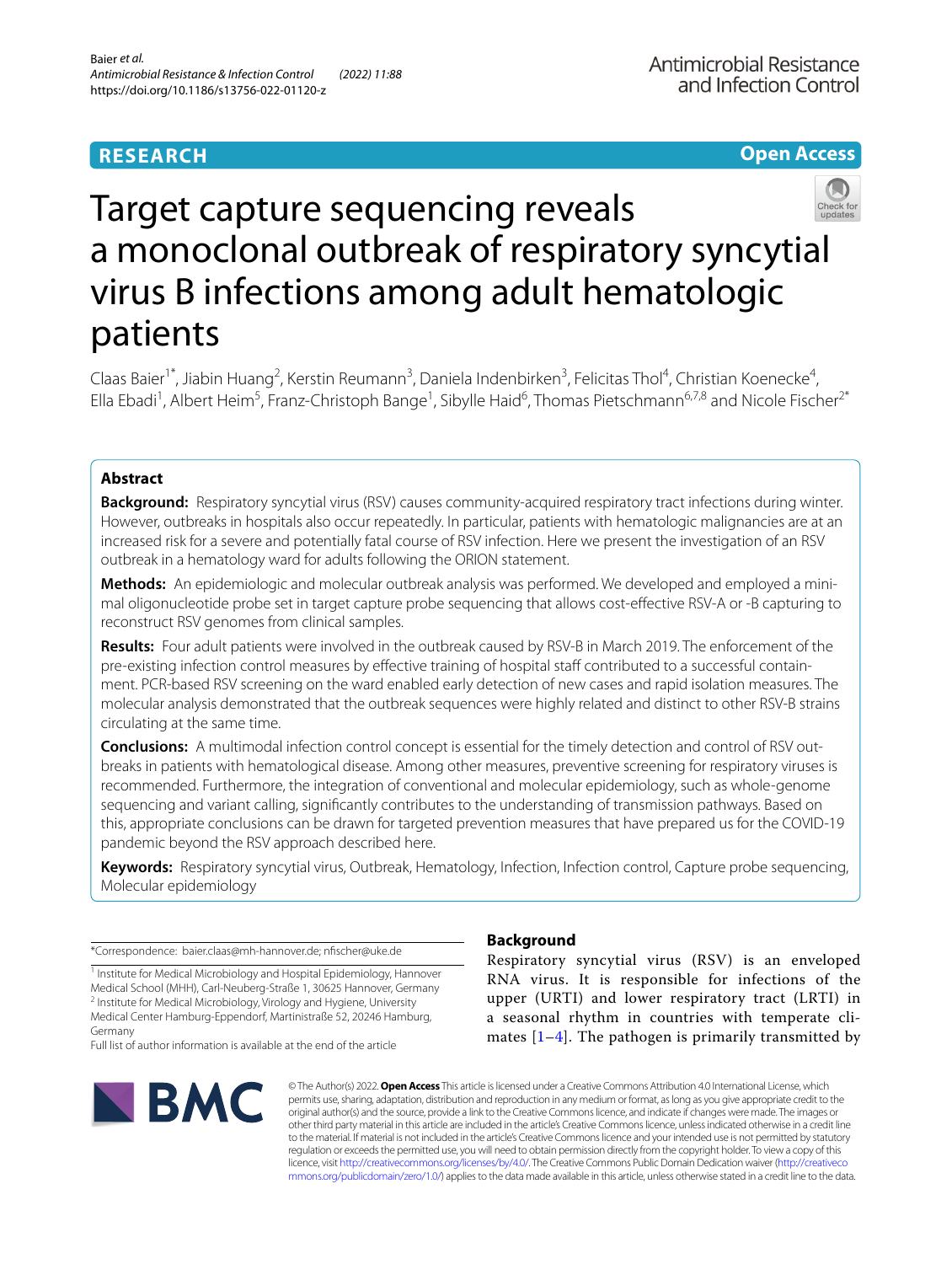RESEARCH

Open Access

# Target capture sequencing reveals a monoclonal outbreak of respiratory syncytial virus B infections among adult hematologic patients

Claas Baier[1*], Jiabin Huang[2], Kerstin Reumann[3], Daniela Indenbirken[3], Felicitas Thol[4], Christian Koenecke[4], Ella Ebadi[1], Albert Heim[5], Franz-Christoph Bange[1], Sibylle Haid[6], Thomas Pietschmann[6,7,8] and Nicole Fischer[2*]

## Abstract

**Background:** Respiratory syncytial virus (RSV) causes community-acquired respiratory tract infections during winter. However, outbreaks in hospitals also occur repeatedly. In particular, patients with hematologic malignancies are at an increased risk for a severe and potentially fatal course of RSV infection. Here we present the investigation of an RSV outbreak in a hematology ward for adults following the ORION statement.

**Methods:** An epidemiologic and molecular outbreak analysis was performed. We developed and employed a minimal oligonucleotide probe set in target capture probe sequencing that allows cost-effective RSV-A or -B capturing to reconstruct RSV genomes from clinical samples.

**Results:** Four adult patients were involved in the outbreak caused by RSV-B in March 2019. The enforcement of the pre-existing infection control measures by effective training of hospital staff contributed to a successful containment. PCR-based RSV screening on the ward enabled early detection of new cases and rapid isolation measures. The molecular analysis demonstrated that the outbreak sequences were highly related and distinct to other RSV-B strains circulating at the same time.

**Conclusions:** A multimodal infection control concept is essential for the timely detection and control of RSV outbreaks in patients with hematological disease. Among other measures, preventive screening for respiratory viruses is recommended. Furthermore, the integration of conventional and molecular epidemiology, such as whole-genome sequencing and variant calling, significantly contributes to the understanding of transmission pathways. Based on this, appropriate conclusions can be drawn for targeted prevention measures that have prepared us for the COVID-19 pandemic beyond the RSV approach described here.

**Keywords:** Respiratory syncytial virus, Outbreak, Hematology, Infection, Infection control, Capture probe sequencing, Molecular epidemiology

*Correspondence: baier.claas@mh-hannover.de; nfischer@uke.de

[1] Institute for Medical Microbiology and Hospital Epidemiology, Hannover Medical School (MHH), Carl-Neuberg-Straße 1, 30625 Hannover, Germany
[2] Institute for Medical Microbiology, Virology and Hygiene, University Medical Center Hamburg-Eppendorf, Martinistraße 52, 20246 Hamburg, Germany
Full list of author information is available at the end of the article

## Background

Respiratory syncytial virus (RSV) is an enveloped RNA virus. It is responsible for infections of the upper (URTI) and lower respiratory tract (LRTI) in a seasonal rhythm in countries with temperate climates [1–4]. The pathogen is primarily transmitted by

© The Author(s) 2022. **Open Access** This article is licensed under a Creative Commons Attribution 4.0 International License, which permits use, sharing, adaptation, distribution and reproduction in any medium or format, as long as you give appropriate credit to the original author(s) and the source, provide a link to the Creative Commons licence, and indicate if changes were made. The images or other third party material in this article are included in the article's Creative Commons licence, unless indicated otherwise in a credit line to the material. If material is not included in the article's Creative Commons licence and your intended use is not permitted by statutory regulation or exceeds the permitted use, you will need to obtain permission directly from the copyright holder. To view a copy of this licence, visit http://creativecommons.org/licenses/by/4.0/. The Creative Commons Public Domain Dedication waiver (http://creativecommons.org/publicdomain/zero/1.0/) applies to the data made available in this article, unless otherwise stated in a credit line to the data.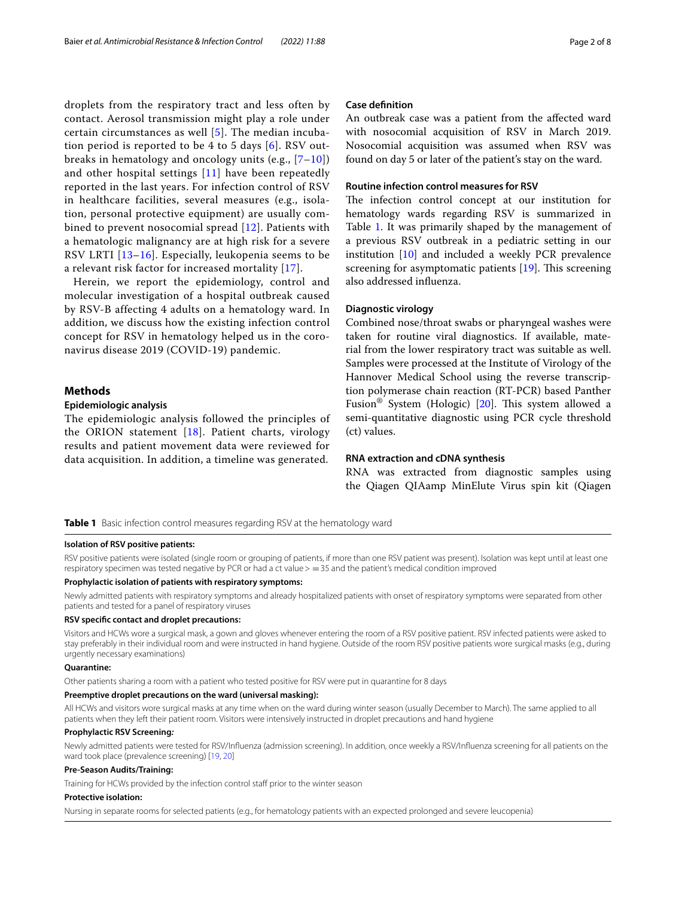droplets from the respiratory tract and less often by contact. Aerosol transmission might play a role under certain circumstances as well [5]. The median incubation period is reported to be 4 to 5 days [6]. RSV outbreaks in hematology and oncology units (e.g., [7–10]) and other hospital settings [11] have been repeatedly reported in the last years. For infection control of RSV in healthcare facilities, several measures (e.g., isolation, personal protective equipment) are usually combined to prevent nosocomial spread [12]. Patients with a hematologic malignancy are at high risk for a severe RSV LRTI [13–16]. Especially, leukopenia seems to be a relevant risk factor for increased mortality [17].

Herein, we report the epidemiology, control and molecular investigation of a hospital outbreak caused by RSV-B affecting 4 adults on a hematology ward. In addition, we discuss how the existing infection control concept for RSV in hematology helped us in the coronavirus disease 2019 (COVID-19) pandemic.

## Methods

### Epidemiologic analysis

The epidemiologic analysis followed the principles of the ORION statement [18]. Patient charts, virology results and patient movement data were reviewed for data acquisition. In addition, a timeline was generated.

### Case definition

An outbreak case was a patient from the affected ward with nosocomial acquisition of RSV in March 2019. Nosocomial acquisition was assumed when RSV was found on day 5 or later of the patient's stay on the ward.

### Routine infection control measures for RSV

The infection control concept at our institution for hematology wards regarding RSV is summarized in Table 1. It was primarily shaped by the management of a previous RSV outbreak in a pediatric setting in our institution [10] and included a weekly PCR prevalence screening for asymptomatic patients [19]. This screening also addressed influenza.

### Diagnostic virology

Combined nose/throat swabs or pharyngeal washes were taken for routine viral diagnostics. If available, material from the lower respiratory tract was suitable as well. Samples were processed at the Institute of Virology of the Hannover Medical School using the reverse transcription polymerase chain reaction (RT-PCR) based Panther Fusion® System (Hologic) [20]. This system allowed a semi-quantitative diagnostic using PCR cycle threshold (ct) values.

### RNA extraction and cDNA synthesis

RNA was extracted from diagnostic samples using the Qiagen QIAamp MinElute Virus spin kit (Qiagen

**Table 1** Basic infection control measures regarding RSV at the hematology ward

| |
|---|
| **Isolation of RSV positive patients:** |
| RSV positive patients were isolated (single room or grouping of patients, if more than one RSV patient was present). Isolation was kept until at least one respiratory specimen was tested negative by PCR or had a ct value > = 35 and the patient's medical condition improved |
| **Prophylactic isolation of patients with respiratory symptoms:** |
| Newly admitted patients with respiratory symptoms and already hospitalized patients with onset of respiratory symptoms were separated from other patients and tested for a panel of respiratory viruses |
| **RSV specific contact and droplet precautions:** |
| Visitors and HCWs wore a surgical mask, a gown and gloves whenever entering the room of a RSV positive patient. RSV infected patients were asked to stay preferably in their individual room and were instructed in hand hygiene. Outside of the room RSV positive patients wore surgical masks (e.g., during urgently necessary examinations) |
| **Quarantine:** |
| Other patients sharing a room with a patient who tested positive for RSV were put in quarantine for 8 days |
| **Preemptive droplet precautions on the ward (universal masking):** |
| All HCWs and visitors wore surgical masks at any time when on the ward during winter season (usually December to March). The same applied to all patients when they left their patient room. Visitors were intensively instructed in droplet precautions and hand hygiene |
| **Prophylactic RSV Screening:** |
| Newly admitted patients were tested for RSV/Influenza (admission screening). In addition, once weekly a RSV/Influenza screening for all patients on the ward took place (prevalence screening) [19, 20] |
| **Pre-Season Audits/Training:** |
| Training for HCWs provided by the infection control staff prior to the winter season |
| **Protective isolation:** |
| Nursing in separate rooms for selected patients (e.g., for hematology patients with an expected prolonged and severe leucopenia) |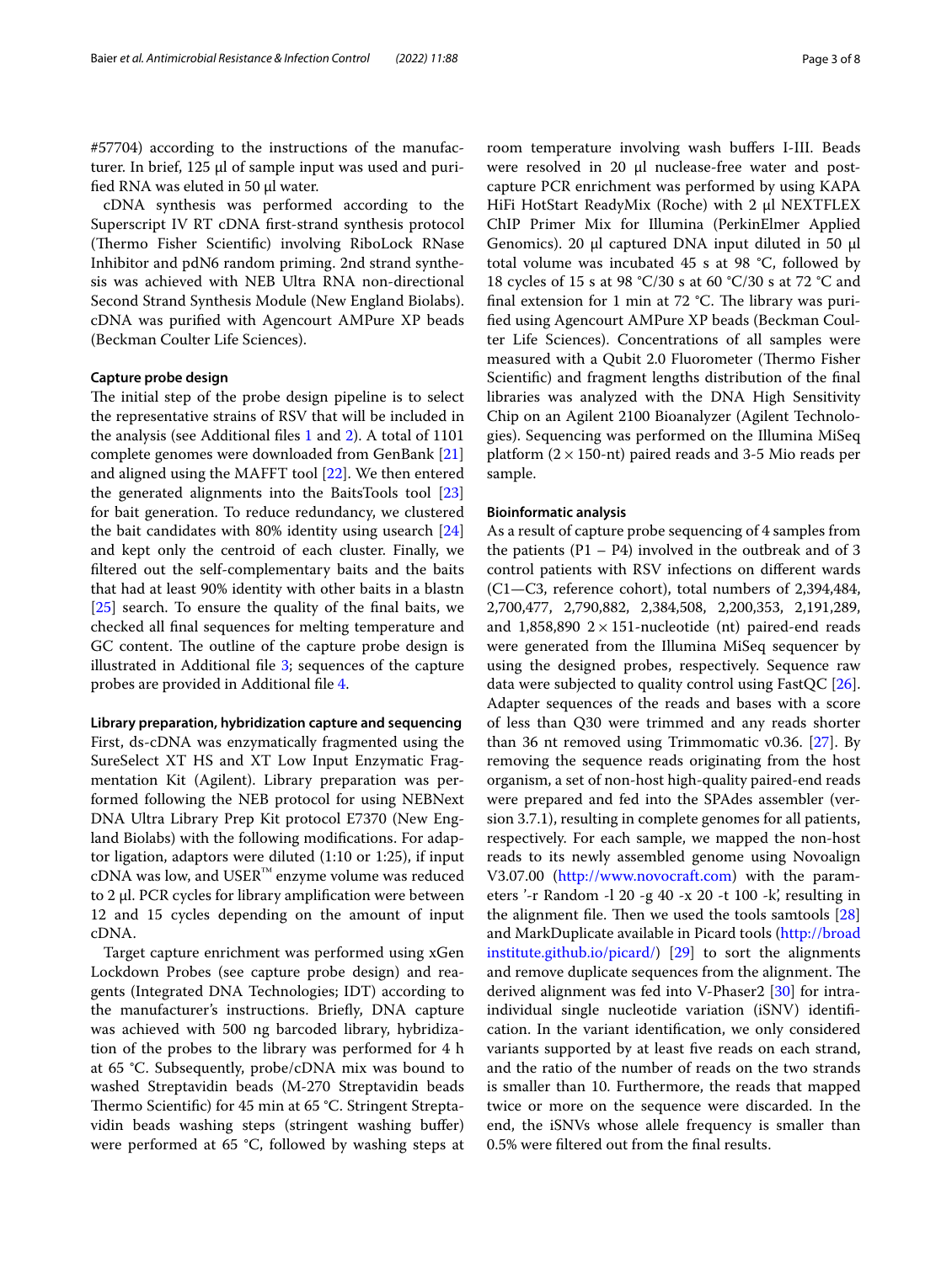#57704) according to the instructions of the manufacturer. In brief, 125 µl of sample input was used and purified RNA was eluted in 50 µl water.

cDNA synthesis was performed according to the Superscript IV RT cDNA first-strand synthesis protocol (Thermo Fisher Scientific) involving RiboLock RNase Inhibitor and pdN6 random priming. 2nd strand synthesis was achieved with NEB Ultra RNA non-directional Second Strand Synthesis Module (New England Biolabs). cDNA was purified with Agencourt AMPure XP beads (Beckman Coulter Life Sciences).

### Capture probe design

The initial step of the probe design pipeline is to select the representative strains of RSV that will be included in the analysis (see Additional files 1 and 2). A total of 1101 complete genomes were downloaded from GenBank [21] and aligned using the MAFFT tool [22]. We then entered the generated alignments into the BaitsTools tool [23] for bait generation. To reduce redundancy, we clustered the bait candidates with 80% identity using usearch [24] and kept only the centroid of each cluster. Finally, we filtered out the self-complementary baits and the baits that had at least 90% identity with other baits in a blastn [25] search. To ensure the quality of the final baits, we checked all final sequences for melting temperature and GC content. The outline of the capture probe design is illustrated in Additional file 3; sequences of the capture probes are provided in Additional file 4.

### Library preparation, hybridization capture and sequencing

First, ds-cDNA was enzymatically fragmented using the SureSelect XT HS and XT Low Input Enzymatic Fragmentation Kit (Agilent). Library preparation was performed following the NEB protocol for using NEBNext DNA Ultra Library Prep Kit protocol E7370 (New England Biolabs) with the following modifications. For adaptor ligation, adaptors were diluted (1:10 or 1:25), if input cDNA was low, and USER™ enzyme volume was reduced to 2 µl. PCR cycles for library amplification were between 12 and 15 cycles depending on the amount of input cDNA.

Target capture enrichment was performed using xGen Lockdown Probes (see capture probe design) and reagents (Integrated DNA Technologies; IDT) according to the manufacturer's instructions. Briefly, DNA capture was achieved with 500 ng barcoded library, hybridization of the probes to the library was performed for 4 h at 65 °C. Subsequently, probe/cDNA mix was bound to washed Streptavidin beads (M-270 Streptavidin beads Thermo Scientific) for 45 min at 65 °C. Stringent Streptavidin beads washing steps (stringent washing buffer) were performed at 65 °C, followed by washing steps at room temperature involving wash buffers I-III. Beads were resolved in 20 µl nuclease-free water and post-capture PCR enrichment was performed by using KAPA HiFi HotStart ReadyMix (Roche) with 2 µl NEXTFLEX ChIP Primer Mix for Illumina (PerkinElmer Applied Genomics). 20 µl captured DNA input diluted in 50 µl total volume was incubated 45 s at 98 °C, followed by 18 cycles of 15 s at 98 °C/30 s at 60 °C/30 s at 72 °C and final extension for 1 min at 72 °C. The library was purified using Agencourt AMPure XP beads (Beckman Coulter Life Sciences). Concentrations of all samples were measured with a Qubit 2.0 Fluorometer (Thermo Fisher Scientific) and fragment lengths distribution of the final libraries was analyzed with the DNA High Sensitivity Chip on an Agilent 2100 Bioanalyzer (Agilent Technologies). Sequencing was performed on the Illumina MiSeq platform ($2 \times 150$-nt) paired reads and 3-5 Mio reads per sample.

### Bioinformatic analysis

As a result of capture probe sequencing of 4 samples from the patients (P1 – P4) involved in the outbreak and of 3 control patients with RSV infections on different wards (C1—C3, reference cohort), total numbers of 2,394,484, 2,700,477, 2,790,882, 2,384,508, 2,200,353, 2,191,289, and 1,858,890 $2 \times 151$-nucleotide (nt) paired-end reads were generated from the Illumina MiSeq sequencer by using the designed probes, respectively. Sequence raw data were subjected to quality control using FastQC [26]. Adapter sequences of the reads and bases with a score of less than Q30 were trimmed and any reads shorter than 36 nt removed using Trimmomatic v0.36. [27]. By removing the sequence reads originating from the host organism, a set of non-host high-quality paired-end reads were prepared and fed into the SPAdes assembler (version 3.7.1), resulting in complete genomes for all patients, respectively. For each sample, we mapped the non-host reads to its newly assembled genome using Novoalign V3.07.00 (http://www.novocraft.com) with the parameters '-r Random -l 20 -g 40 -x 20 -t 100 -k', resulting in the alignment file. Then we used the tools samtools [28] and MarkDuplicate available in Picard tools (http://broadinstitute.github.io/picard/) [29] to sort the alignments and remove duplicate sequences from the alignment. The derived alignment was fed into V-Phaser2 [30] for intra-individual single nucleotide variation (iSNV) identification. In the variant identification, we only considered variants supported by at least five reads on each strand, and the ratio of the number of reads on the two strands is smaller than 10. Furthermore, the reads that mapped twice or more on the sequence were discarded. In the end, the iSNVs whose allele frequency is smaller than 0.5% were filtered out from the final results.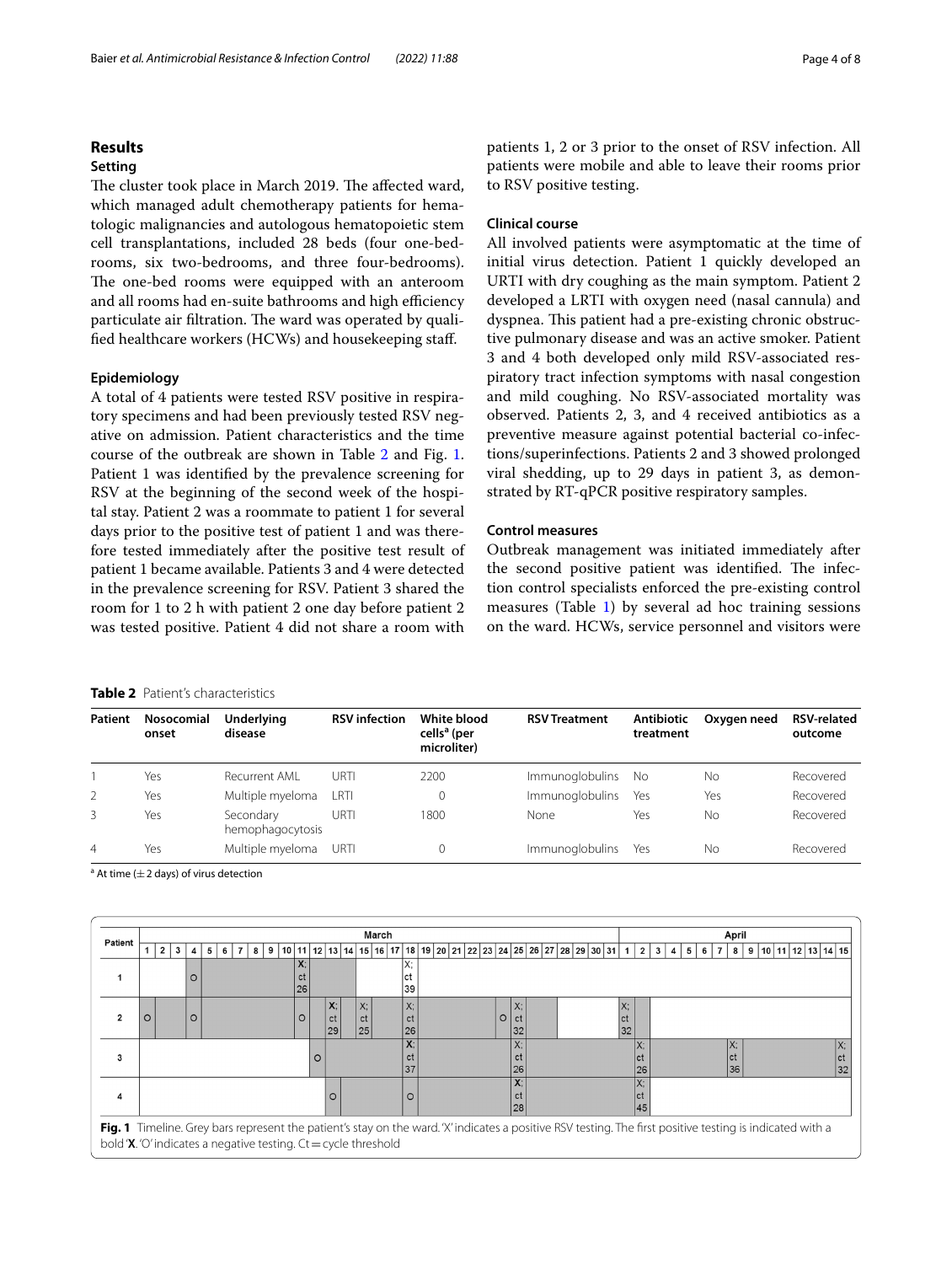## Results

### Setting

The cluster took place in March 2019. The affected ward, which managed adult chemotherapy patients for hematologic malignancies and autologous hematopoietic stem cell transplantations, included 28 beds (four one-bedrooms, six two-bedrooms, and three four-bedrooms). The one-bed rooms were equipped with an anteroom and all rooms had en-suite bathrooms and high efficiency particulate air filtration. The ward was operated by qualified healthcare workers (HCWs) and housekeeping staff.

### Epidemiology

A total of 4 patients were tested RSV positive in respiratory specimens and had been previously tested RSV negative on admission. Patient characteristics and the time course of the outbreak are shown in Table 2 and Fig. 1. Patient 1 was identified by the prevalence screening for RSV at the beginning of the second week of the hospital stay. Patient 2 was a roommate to patient 1 for several days prior to the positive test of patient 1 and was therefore tested immediately after the positive test result of patient 1 became available. Patients 3 and 4 were detected in the prevalence screening for RSV. Patient 3 shared the room for 1 to 2 h with patient 2 one day before patient 2 was tested positive. Patient 4 did not share a room with patients 1, 2 or 3 prior to the onset of RSV infection. All patients were mobile and able to leave their rooms prior to RSV positive testing.

### Clinical course

All involved patients were asymptomatic at the time of initial virus detection. Patient 1 quickly developed an URTI with dry coughing as the main symptom. Patient 2 developed a LRTI with oxygen need (nasal cannula) and dyspnea. This patient had a pre-existing chronic obstructive pulmonary disease and was an active smoker. Patient 3 and 4 both developed only mild RSV-associated respiratory tract infection symptoms with nasal congestion and mild coughing. No RSV-associated mortality was observed. Patients 2, 3, and 4 received antibiotics as a preventive measure against potential bacterial co-infections/superinfections. Patients 2 and 3 showed prolonged viral shedding, up to 29 days in patient 3, as demonstrated by RT-qPCR positive respiratory samples.

### Control measures

Outbreak management was initiated immediately after the second positive patient was identified. The infection control specialists enforced the pre-existing control measures (Table 1) by several ad hoc training sessions on the ward. HCWs, service personnel and visitors were

**Table 2** Patient's characteristics

| Patient | Nosocomial onset | Underlying disease | RSV infection | White blood cells[a] (per microliter) | RSV Treatment | Antibiotic treatment | Oxygen need | RSV-related outcome |
|---|---|---|---|---|---|---|---|---|
| 1 | Yes | Recurrent AML | URTI | 2200 | Immunoglobulins | No | No | Recovered |
| 2 | Yes | Multiple myeloma | LRTI | 0 | Immunoglobulins | Yes | Yes | Recovered |
| 3 | Yes | Secondary hemophagocytosis | URTI | 1800 | None | Yes | No | Recovered |
| 4 | Yes | Multiple myeloma | URTI | 0 | Immunoglobulins | Yes | No | Recovered |

[a] At time (± 2 days) of virus detection

**Fig. 1** Timeline. Grey bars represent the patient's stay on the ward. 'X' indicates a positive RSV testing. The first positive testing is indicated with a bold '**X**'. 'O' indicates a negative testing. Ct = cycle threshold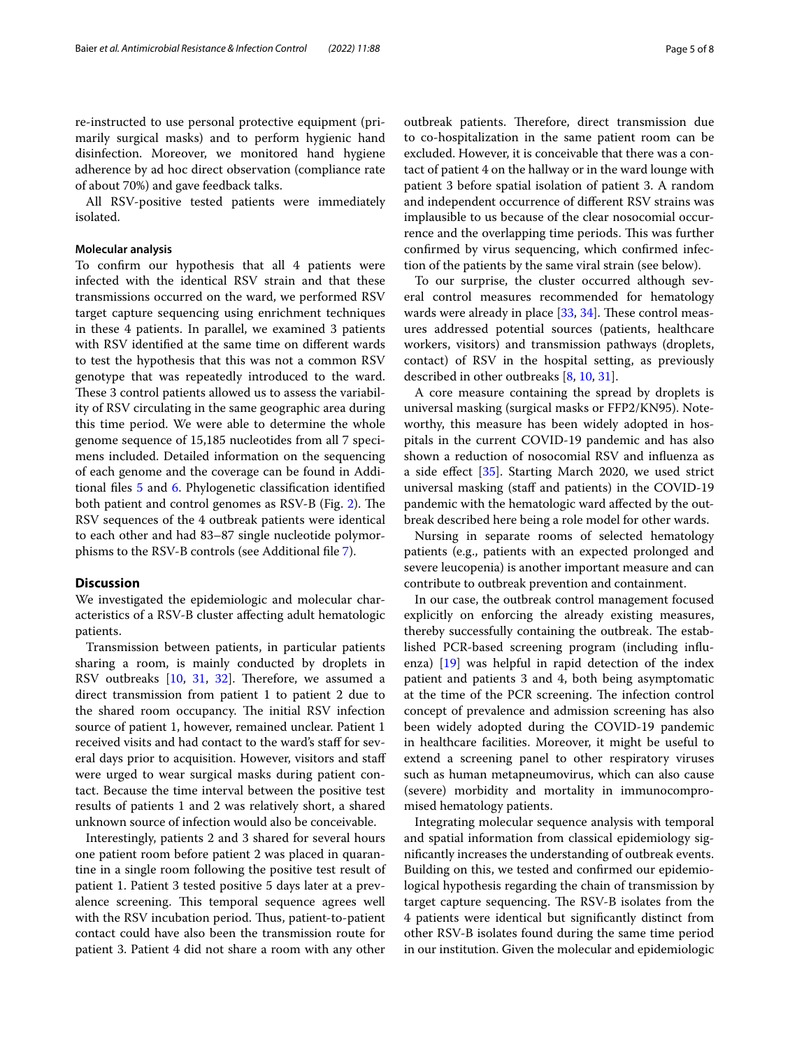re-instructed to use personal protective equipment (primarily surgical masks) and to perform hygienic hand disinfection. Moreover, we monitored hand hygiene adherence by ad hoc direct observation (compliance rate of about 70%) and gave feedback talks.

All RSV-positive tested patients were immediately isolated.

### Molecular analysis

To confirm our hypothesis that all 4 patients were infected with the identical RSV strain and that these transmissions occurred on the ward, we performed RSV target capture sequencing using enrichment techniques in these 4 patients. In parallel, we examined 3 patients with RSV identified at the same time on different wards to test the hypothesis that this was not a common RSV genotype that was repeatedly introduced to the ward. These 3 control patients allowed us to assess the variability of RSV circulating in the same geographic area during this time period. We were able to determine the whole genome sequence of 15,185 nucleotides from all 7 specimens included. Detailed information on the sequencing of each genome and the coverage can be found in Additional files 5 and 6. Phylogenetic classification identified both patient and control genomes as RSV-B (Fig. 2). The RSV sequences of the 4 outbreak patients were identical to each other and had 83–87 single nucleotide polymorphisms to the RSV-B controls (see Additional file 7).

## Discussion

We investigated the epidemiologic and molecular characteristics of a RSV-B cluster affecting adult hematologic patients.

Transmission between patients, in particular patients sharing a room, is mainly conducted by droplets in RSV outbreaks [10, 31, 32]. Therefore, we assumed a direct transmission from patient 1 to patient 2 due to the shared room occupancy. The initial RSV infection source of patient 1, however, remained unclear. Patient 1 received visits and had contact to the ward's staff for several days prior to acquisition. However, visitors and staff were urged to wear surgical masks during patient contact. Because the time interval between the positive test results of patients 1 and 2 was relatively short, a shared unknown source of infection would also be conceivable.

Interestingly, patients 2 and 3 shared for several hours one patient room before patient 2 was placed in quarantine in a single room following the positive test result of patient 1. Patient 3 tested positive 5 days later at a prevalence screening. This temporal sequence agrees well with the RSV incubation period. Thus, patient-to-patient contact could have also been the transmission route for patient 3. Patient 4 did not share a room with any other outbreak patients. Therefore, direct transmission due to co-hospitalization in the same patient room can be excluded. However, it is conceivable that there was a contact of patient 4 on the hallway or in the ward lounge with patient 3 before spatial isolation of patient 3. A random and independent occurrence of different RSV strains was implausible to us because of the clear nosocomial occurrence and the overlapping time periods. This was further confirmed by virus sequencing, which confirmed infection of the patients by the same viral strain (see below).

To our surprise, the cluster occurred although several control measures recommended for hematology wards were already in place [33, 34]. These control measures addressed potential sources (patients, healthcare workers, visitors) and transmission pathways (droplets, contact) of RSV in the hospital setting, as previously described in other outbreaks [8, 10, 31].

A core measure containing the spread by droplets is universal masking (surgical masks or FFP2/KN95). Noteworthy, this measure has been widely adopted in hospitals in the current COVID-19 pandemic and has also shown a reduction of nosocomial RSV and influenza as a side effect [35]. Starting March 2020, we used strict universal masking (staff and patients) in the COVID-19 pandemic with the hematologic ward affected by the outbreak described here being a role model for other wards.

Nursing in separate rooms of selected hematology patients (e.g., patients with an expected prolonged and severe leucopenia) is another important measure and can contribute to outbreak prevention and containment.

In our case, the outbreak control management focused explicitly on enforcing the already existing measures, thereby successfully containing the outbreak. The established PCR-based screening program (including influenza) [19] was helpful in rapid detection of the index patient and patients 3 and 4, both being asymptomatic at the time of the PCR screening. The infection control concept of prevalence and admission screening has also been widely adopted during the COVID-19 pandemic in healthcare facilities. Moreover, it might be useful to extend a screening panel to other respiratory viruses such as human metapneumovirus, which can also cause (severe) morbidity and mortality in immunocompromised hematology patients.

Integrating molecular sequence analysis with temporal and spatial information from classical epidemiology significantly increases the understanding of outbreak events. Building on this, we tested and confirmed our epidemiological hypothesis regarding the chain of transmission by target capture sequencing. The RSV-B isolates from the 4 patients were identical but significantly distinct from other RSV-B isolates found during the same time period in our institution. Given the molecular and epidemiologic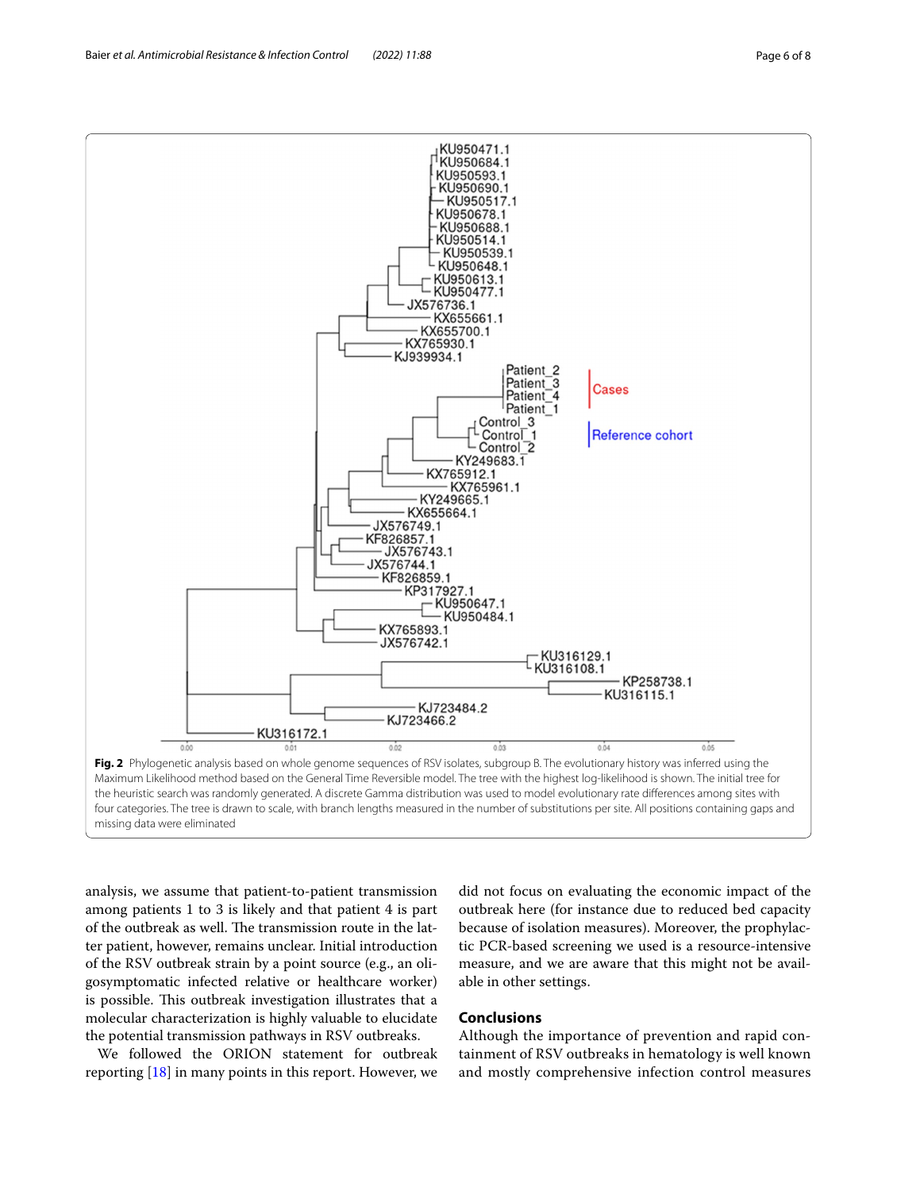**Fig. 2** Phylogenetic analysis based on whole genome sequences of RSV isolates, subgroup B. The evolutionary history was inferred using the Maximum Likelihood method based on the General Time Reversible model. The tree with the highest log-likelihood is shown. The initial tree for the heuristic search was randomly generated. A discrete Gamma distribution was used to model evolutionary rate differences among sites with four categories. The tree is drawn to scale, with branch lengths measured in the number of substitutions per site. All positions containing gaps and missing data were eliminated

analysis, we assume that patient-to-patient transmission among patients 1 to 3 is likely and that patient 4 is part of the outbreak as well. The transmission route in the latter patient, however, remains unclear. Initial introduction of the RSV outbreak strain by a point source (e.g., an oligosymptomatic infected relative or healthcare worker) is possible. This outbreak investigation illustrates that a molecular characterization is highly valuable to elucidate the potential transmission pathways in RSV outbreaks.

We followed the ORION statement for outbreak reporting [18] in many points in this report. However, we did not focus on evaluating the economic impact of the outbreak here (for instance due to reduced bed capacity because of isolation measures). Moreover, the prophylactic PCR-based screening we used is a resource-intensive measure, and we are aware that this might not be available in other settings.

## Conclusions

Although the importance of prevention and rapid containment of RSV outbreaks in hematology is well known and mostly comprehensive infection control measures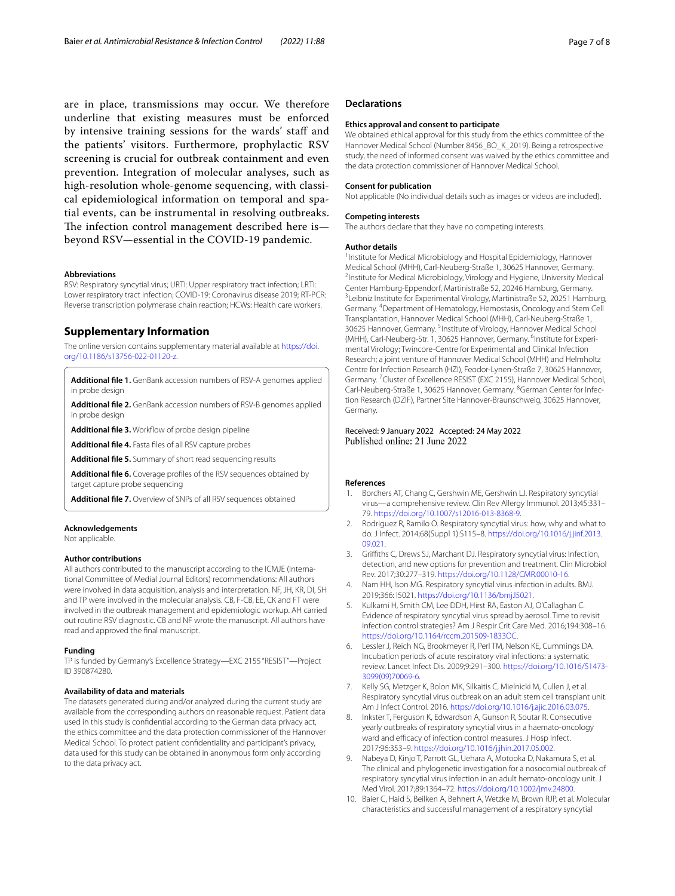are in place, transmissions may occur. We therefore underline that existing measures must be enforced by intensive training sessions for the wards' staff and the patients' visitors. Furthermore, prophylactic RSV screening is crucial for outbreak containment and even prevention. Integration of molecular analyses, such as high-resolution whole-genome sequencing, with classical epidemiological information on temporal and spatial events, can be instrumental in resolving outbreaks. The infection control management described here is—beyond RSV—essential in the COVID-19 pandemic.

#### Abbreviations

RSV: Respiratory syncytial virus; URTI: Upper respiratory tract infection; LRTI: Lower respiratory tract infection; COVID-19: Coronavirus disease 2019; RT-PCR: Reverse transcription polymerase chain reaction; HCWs: Health care workers.

## Supplementary Information

The online version contains supplementary material available at https://doi.org/10.1186/s13756-022-01120-z.

**Additional file 1.** GenBank accession numbers of RSV-A genomes applied in probe design

**Additional file 2.** GenBank accession numbers of RSV-B genomes applied in probe design

**Additional file 3.** Workflow of probe design pipeline

**Additional file 4.** Fasta files of all RSV capture probes

**Additional file 5.** Summary of short read sequencing results

**Additional file 6.** Coverage profiles of the RSV sequences obtained by target capture probe sequencing

**Additional file 7.** Overview of SNPs of all RSV sequences obtained

#### Acknowledgements

Not applicable.

#### Author contributions

All authors contributed to the manuscript according to the ICMJE (International Committee of Medial Journal Editors) recommendations: All authors were involved in data acquisition, analysis and interpretation. NF, JH, KR, DI, SH and TP were involved in the molecular analysis. CB, F-CB, EE, CK and FT were involved in the outbreak management and epidemiologic workup. AH carried out routine RSV diagnostic. CB and NF wrote the manuscript. All authors have read and approved the final manuscript.

#### Funding

TP is funded by Germany's Excellence Strategy—EXC 2155 "RESIST"—Project ID 390874280.

#### Availability of data and materials

The datasets generated during and/or analyzed during the current study are available from the corresponding authors on reasonable request. Patient data used in this study is confidential according to the German data privacy act, the ethics committee and the data protection commissioner of the Hannover Medical School. To protect patient confidentiality and participant's privacy, data used for this study can be obtained in anonymous form only according to the data privacy act.

## Declarations

#### Ethics approval and consent to participate

We obtained ethical approval for this study from the ethics committee of the Hannover Medical School (Number 8456_BO_K_2019). Being a retrospective study, the need of informed consent was waived by the ethics committee and the data protection commissioner of Hannover Medical School.

#### Consent for publication

Not applicable (No individual details such as images or videos are included).

#### Competing interests

The authors declare that they have no competing interests.

#### Author details

[1]Institute for Medical Microbiology and Hospital Epidemiology, Hannover Medical School (MHH), Carl-Neuberg-Straße 1, 30625 Hannover, Germany. [2]Institute for Medical Microbiology, Virology and Hygiene, University Medical Center Hamburg-Eppendorf, Martinistraße 52, 20246 Hamburg, Germany. [3]Leibniz Institute for Experimental Virology, Martinistraße 52, 20251 Hamburg, Germany. [4]Department of Hematology, Hemostasis, Oncology and Stem Cell Transplantation, Hannover Medical School (MHH), Carl-Neuberg-Straße 1, 30625 Hannover, Germany. [5]Institute of Virology, Hannover Medical School (MHH), Carl-Neuberg-Str. 1, 30625 Hannover, Germany. [6]Institute for Experimental Virology; Twincore-Centre for Experimental and Clinical Infection Research; a joint venture of Hannover Medical School (MHH) and Helmholtz Centre for Infection Research (HZI), Feodor-Lynen-Straße 7, 30625 Hannover, Germany. [7]Cluster of Excellence RESIST (EXC 2155), Hannover Medical School, Carl-Neuberg-Straße 1, 30625 Hannover, Germany. [8]German Center for Infection Research (DZIF), Partner Site Hannover-Braunschweig, 30625 Hannover, Germany.

Received: 9 January 2022 Accepted: 24 May 2022
Published online: 21 June 2022

#### References

1. Borchers AT, Chang C, Gershwin ME, Gershwin LJ. Respiratory syncytial virus—a comprehensive review. Clin Rev Allergy Immunol. 2013;45:331–79. https://doi.org/10.1007/s12016-013-8368-9.
2. Rodriguez R, Ramilo O. Respiratory syncytial virus: how, why and what to do. J Infect. 2014;68(Suppl 1):S115–8. https://doi.org/10.1016/j.jinf.2013.09.021.
3. Griffiths C, Drews SJ, Marchant DJ. Respiratory syncytial virus: Infection, detection, and new options for prevention and treatment. Clin Microbiol Rev. 2017;30:277–319. https://doi.org/10.1128/CMR.00010-16.
4. Nam HH, Ison MG. Respiratory syncytial virus infection in adults. BMJ. 2019;366: l5021. https://doi.org/10.1136/bmj.l5021.
5. Kulkarni H, Smith CM, Lee DDH, Hirst RA, Easton AJ, O'Callaghan C. Evidence of respiratory syncytial virus spread by aerosol. Time to revisit infection control strategies? Am J Respir Crit Care Med. 2016;194:308–16. https://doi.org/10.1164/rccm.201509-1833OC.
6. Lessler J, Reich NG, Brookmeyer R, Perl TM, Nelson KE, Cummings DA. Incubation periods of acute respiratory viral infections: a systematic review. Lancet Infect Dis. 2009;9:291–300. https://doi.org/10.1016/S1473-3099(09)70069-6.
7. Kelly SG, Metzger K, Bolon MK, Silkaitis C, Mielnicki M, Cullen J, et al. Respiratory syncytial virus outbreak on an adult stem cell transplant unit. Am J Infect Control. 2016. https://doi.org/10.1016/j.ajic.2016.03.075.
8. Inkster T, Ferguson K, Edwardson A, Gunson R, Soutar R. Consecutive yearly outbreaks of respiratory syncytial virus in a haemato-oncology ward and efficacy of infection control measures. J Hosp Infect. 2017;96:353–9. https://doi.org/10.1016/j.jhin.2017.05.002.
9. Nabeya D, Kinjo T, Parrott GL, Uehara A, Motooka D, Nakamura S, et al. The clinical and phylogenetic investigation for a nosocomial outbreak of respiratory syncytial virus infection in an adult hemato-oncology unit. J Med Virol. 2017;89:1364–72. https://doi.org/10.1002/jmv.24800.
10. Baier C, Haid S, Beilken A, Behnert A, Wetzke M, Brown RJP, et al. Molecular characteristics and successful management of a respiratory syncytial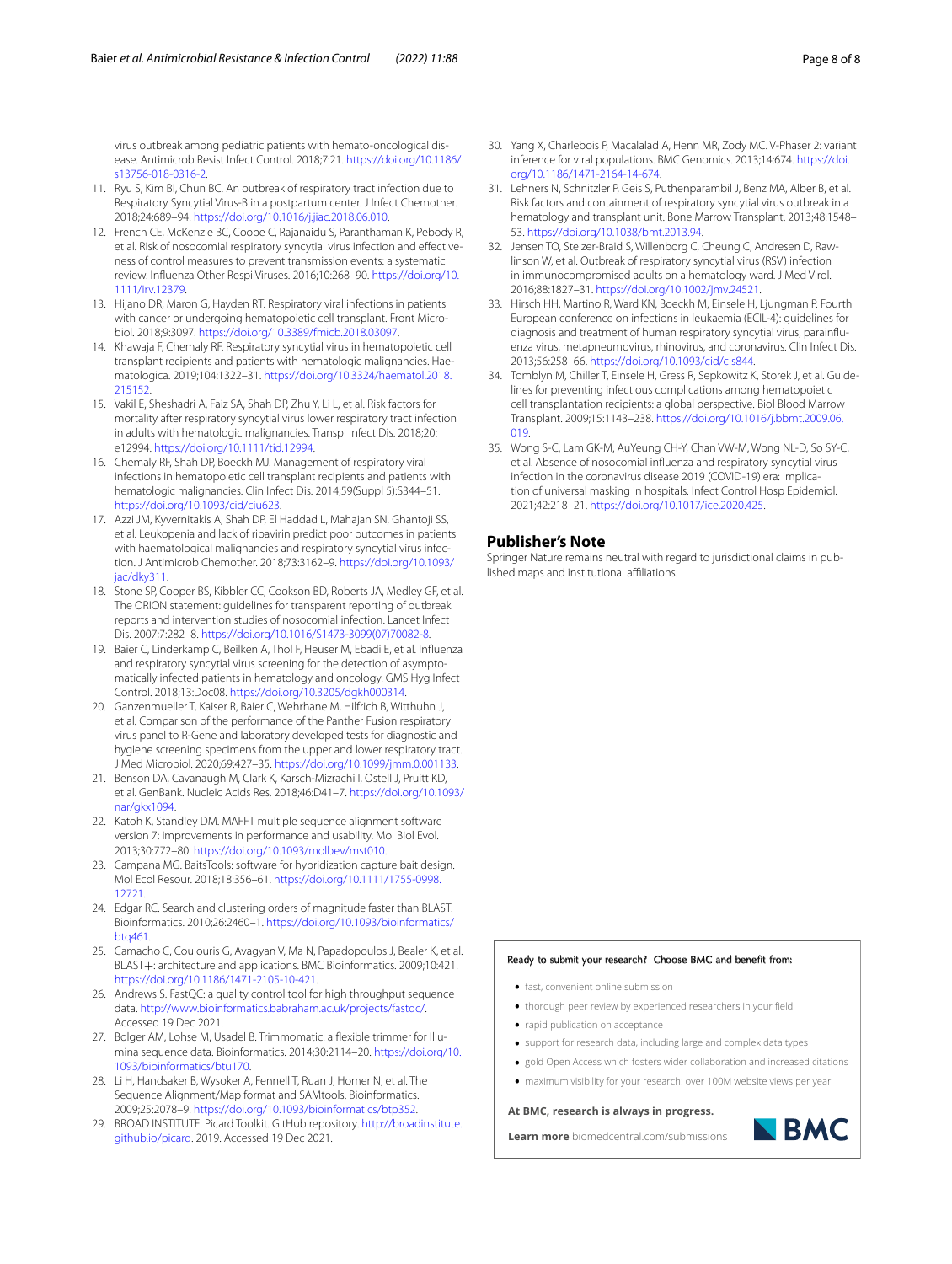virus outbreak among pediatric patients with hemato-oncological disease. Antimicrob Resist Infect Control. 2018;7:21. https://doi.org/10.1186/s13756-018-0316-2.

11. Ryu S, Kim BI, Chun BC. An outbreak of respiratory tract infection due to Respiratory Syncytial Virus-B in a postpartum center. J Infect Chemother. 2018;24:689–94. https://doi.org/10.1016/j.jiac.2018.06.010.
12. French CE, McKenzie BC, Coope C, Rajanaidu S, Paranthaman K, Pebody R, et al. Risk of nosocomial respiratory syncytial virus infection and effectiveness of control measures to prevent transmission events: a systematic review. Influenza Other Respi Viruses. 2016;10:268–90. https://doi.org/10.1111/irv.12379.
13. Hijano DR, Maron G, Hayden RT. Respiratory viral infections in patients with cancer or undergoing hematopoietic cell transplant. Front Microbiol. 2018;9:3097. https://doi.org/10.3389/fmicb.2018.03097.
14. Khawaja F, Chemaly RF. Respiratory syncytial virus in hematopoietic cell transplant recipients and patients with hematologic malignancies. Haematologica. 2019;104:1322–31. https://doi.org/10.3324/haematol.2018.215152.
15. Vakil E, Sheshadri A, Faiz SA, Shah DP, Zhu Y, Li L, et al. Risk factors for mortality after respiratory syncytial virus lower respiratory tract infection in adults with hematologic malignancies. Transpl Infect Dis. 2018;20:e12994. https://doi.org/10.1111/tid.12994.
16. Chemaly RF, Shah DP, Boeckh MJ. Management of respiratory viral infections in hematopoietic cell transplant recipients and patients with hematologic malignancies. Clin Infect Dis. 2014;59(Suppl 5):S344–51. https://doi.org/10.1093/cid/ciu623.
17. Azzi JM, Kyvernitakis A, Shah DP, El Haddad L, Mahajan SN, Ghantoji SS, et al. Leukopenia and lack of ribavirin predict poor outcomes in patients with haematological malignancies and respiratory syncytial virus infection. J Antimicrob Chemother. 2018;73:3162–9. https://doi.org/10.1093/jac/dky311.
18. Stone SP, Cooper BS, Kibbler CC, Cookson BD, Roberts JA, Medley GF, et al. The ORION statement: guidelines for transparent reporting of outbreak reports and intervention studies of nosocomial infection. Lancet Infect Dis. 2007;7:282–8. https://doi.org/10.1016/S1473-3099(07)70082-8.
19. Baier C, Linderkamp C, Beilken A, Thol F, Heuser M, Ebadi E, et al. Influenza and respiratory syncytial virus screening for the detection of asymptomatically infected patients in hematology and oncology. GMS Hyg Infect Control. 2018;13:Doc08. https://doi.org/10.3205/dgkh000314.
20. Ganzenmueller T, Kaiser R, Baier C, Wehrhane M, Hilfrich B, Witthuhn J, et al. Comparison of the performance of the Panther Fusion respiratory virus panel to R-Gene and laboratory developed tests for diagnostic and hygiene screening specimens from the upper and lower respiratory tract. J Med Microbiol. 2020;69:427–35. https://doi.org/10.1099/jmm.0.001133.
21. Benson DA, Cavanaugh M, Clark K, Karsch-Mizrachi I, Ostell J, Pruitt KD, et al. GenBank. Nucleic Acids Res. 2018;46:D41–7. https://doi.org/10.1093/nar/gkx1094.
22. Katoh K, Standley DM. MAFFT multiple sequence alignment software version 7: improvements in performance and usability. Mol Biol Evol. 2013;30:772–80. https://doi.org/10.1093/molbev/mst010.
23. Campana MG. BaitsTools: software for hybridization capture bait design. Mol Ecol Resour. 2018;18:356–61. https://doi.org/10.1111/1755-0998.12721.
24. Edgar RC. Search and clustering orders of magnitude faster than BLAST. Bioinformatics. 2010;26:2460–1. https://doi.org/10.1093/bioinformatics/btq461.
25. Camacho C, Coulouris G, Avagyan V, Ma N, Papadopoulos J, Bealer K, et al. BLAST+: architecture and applications. BMC Bioinformatics. 2009;10:421. https://doi.org/10.1186/1471-2105-10-421.
26. Andrews S. FastQC: a quality control tool for high throughput sequence data. http://www.bioinformatics.babraham.ac.uk/projects/fastqc/. Accessed 19 Dec 2021.
27. Bolger AM, Lohse M, Usadel B. Trimmomatic: a flexible trimmer for Illumina sequence data. Bioinformatics. 2014;30:2114–20. https://doi.org/10.1093/bioinformatics/btu170.
28. Li H, Handsaker B, Wysoker A, Fennell T, Ruan J, Homer N, et al. The Sequence Alignment/Map format and SAMtools. Bioinformatics. 2009;25:2078–9. https://doi.org/10.1093/bioinformatics/btp352.
29. BROAD INSTITUTE. Picard Toolkit. GitHub repository. http://broadinstitute.github.io/picard. 2019. Accessed 19 Dec 2021.
30. Yang X, Charlebois P, Macalalad A, Henn MR, Zody MC. V-Phaser 2: variant inference for viral populations. BMC Genomics. 2013;14:674. https://doi.org/10.1186/1471-2164-14-674.
31. Lehners N, Schnitzler P, Geis S, Puthenparambil J, Benz MA, Alber B, et al. Risk factors and containment of respiratory syncytial virus outbreak in a hematology and transplant unit. Bone Marrow Transplant. 2013;48:1548–53. https://doi.org/10.1038/bmt.2013.94.
32. Jensen TO, Stelzer-Braid S, Willenborg C, Cheung C, Andresen D, Rawlinson W, et al. Outbreak of respiratory syncytial virus (RSV) infection in immunocompromised adults on a hematology ward. J Med Virol. 2016;88:1827–31. https://doi.org/10.1002/jmv.24521.
33. Hirsch HH, Martino R, Ward KN, Boeckh M, Einsele H, Ljungman P. Fourth European conference on infections in leukaemia (ECIL-4): guidelines for diagnosis and treatment of human respiratory syncytial virus, parainfluenza virus, metapneumovirus, rhinovirus, and coronavirus. Clin Infect Dis. 2013;56:258–66. https://doi.org/10.1093/cid/cis844.
34. Tomblyn M, Chiller T, Einsele H, Gress R, Sepkowitz K, Storek J, et al. Guidelines for preventing infectious complications among hematopoietic cell transplantation recipients: a global perspective. Biol Blood Marrow Transplant. 2009;15:1143–238. https://doi.org/10.1016/j.bbmt.2009.06.019.
35. Wong S-C, Lam GK-M, AuYeung CH-Y, Chan VW-M, Wong NL-D, So SY-C, et al. Absence of nosocomial influenza and respiratory syncytial virus infection in the coronavirus disease 2019 (COVID-19) era: implication of universal masking in hospitals. Infect Control Hosp Epidemiol. 2021;42:218–21. https://doi.org/10.1017/ice.2020.425.

## Publisher's Note

Springer Nature remains neutral with regard to jurisdictional claims in published maps and institutional affiliations.

Ready to submit your research? Choose BMC and benefit from:

- fast, convenient online submission
- thorough peer review by experienced researchers in your field
- rapid publication on acceptance
- support for research data, including large and complex data types
- gold Open Access which fosters wider collaboration and increased citations
- maximum visibility for your research: over 100M website views per year

**At BMC, research is always in progress.**

**Learn more** biomedcentral.com/submissions

BMC